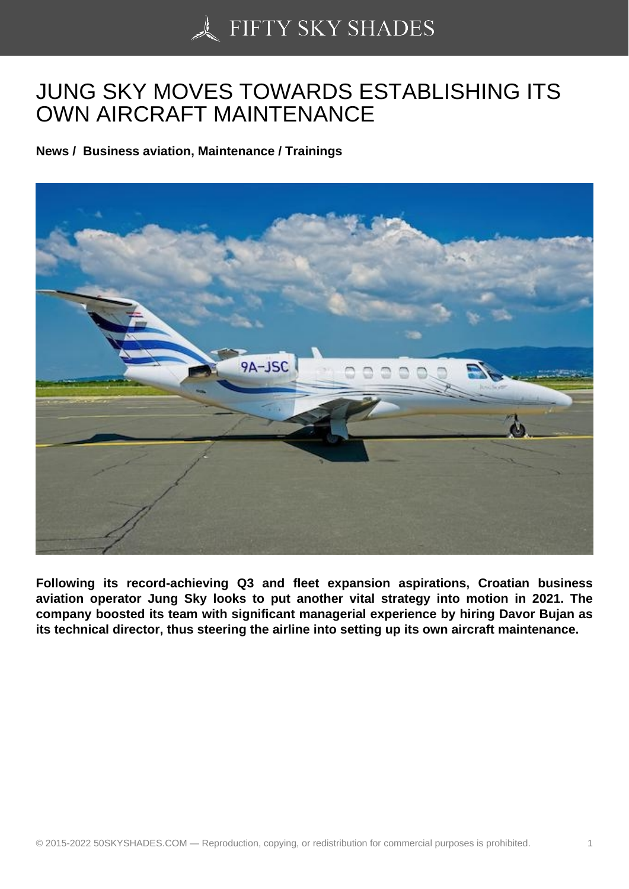# JUNG SKY MOVES TOWARDS ESTABLISHING ITS OWN AIRCRAFT MAINTENANCE

**News / Business aviation, Maintenance / Trainings**

**Following its record-achieving Q3 and fleet expansion aspirations, Croatian business aviation operator Jung Sky looks to put another vital strategy into motion in 2021. The company boosted its team with significant managerial experience by hiring Davor Bujan as its technical director, thus steering the airline into setting up its own aircraft maintenance.**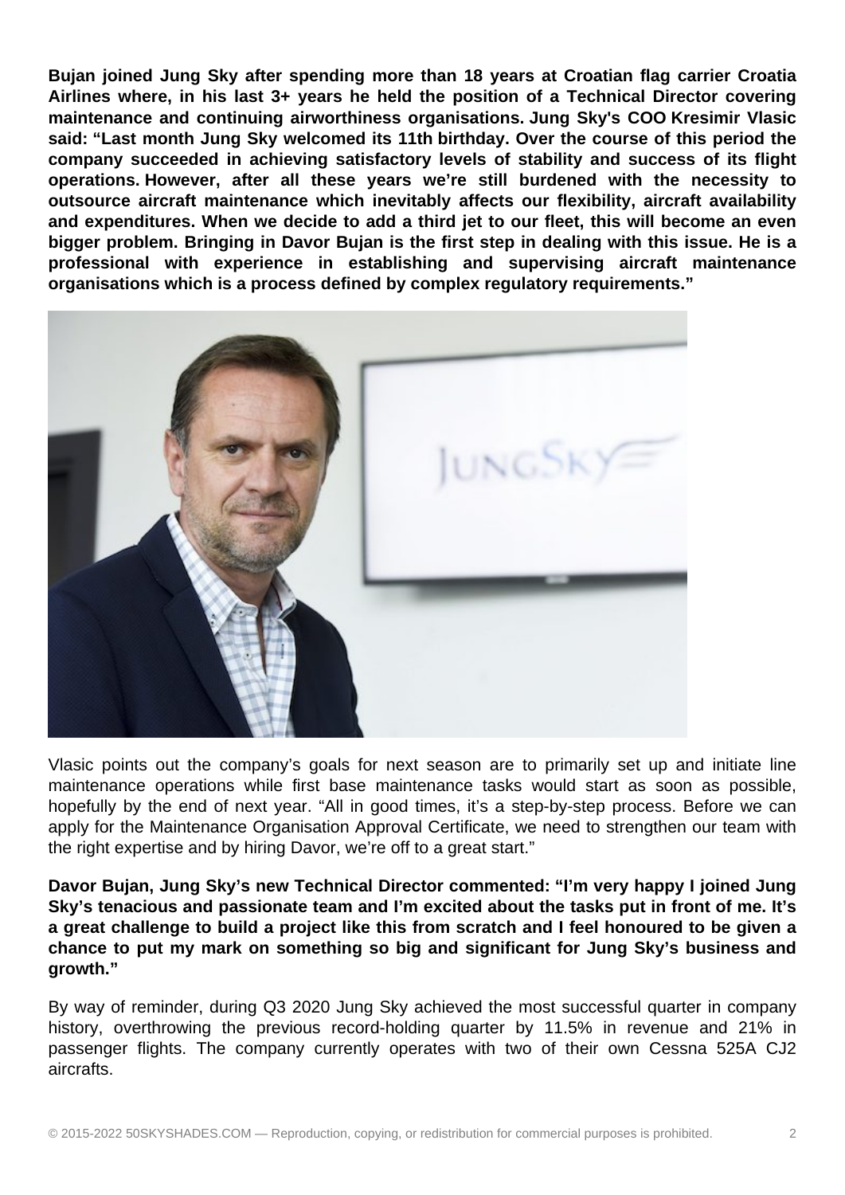**Bujan joined Jung Sky after spending more than 18 years at Croatian flag carrier Croatia Airlines where, in his last 3+ years he held the position of a Technical Director covering maintenance and continuing airworthiness organisations. Jung Sky's COO Kresimir Vlasic said: "Last month Jung Sky welcomed its 11th birthday. Over the course of this period the company succeeded in achieving satisfactory levels of stability and success of its flight operations. However, after all these years we're still burdened with the necessity to outsource aircraft maintenance which inevitably affects our flexibility, aircraft availability and expenditures. When we decide to add a third jet to our fleet, this will become an even bigger problem. Bringing in Davor Bujan is the first step in dealing with this issue. He is a professional with experience in establishing and supervising aircraft maintenance organisations which is a process defined by complex regulatory requirements."**

Vlasic points out the company's goals for next season are to primarily set up and initiate line maintenance operations while first base maintenance tasks would start as soon as possible, hopefully by the end of next year. "All in good times, it's a step-by-step process. Before we can apply for the Maintenance Organisation Approval Certificate, we need to strengthen our team with the right expertise and by hiring Davor, we're off to a great start."

**Davor Bujan, Jung Sky's new Technical Director commented: "I'm very happy I joined Jung Sky's tenacious and passionate team and I'm excited about the tasks put in front of me. It's a great challenge to build a project like this from scratch and I feel honoured to be given a chance to put my mark on something so big and significant for Jung Sky's business and growth."**

By way of reminder, during Q3 2020 Jung Sky achieved the most successful quarter in company history, overthrowing the previous record-holding quarter by 11.5% in revenue and 21% in passenger flights. The company currently operates with two of their own Cessna 525A CJ2 aircrafts.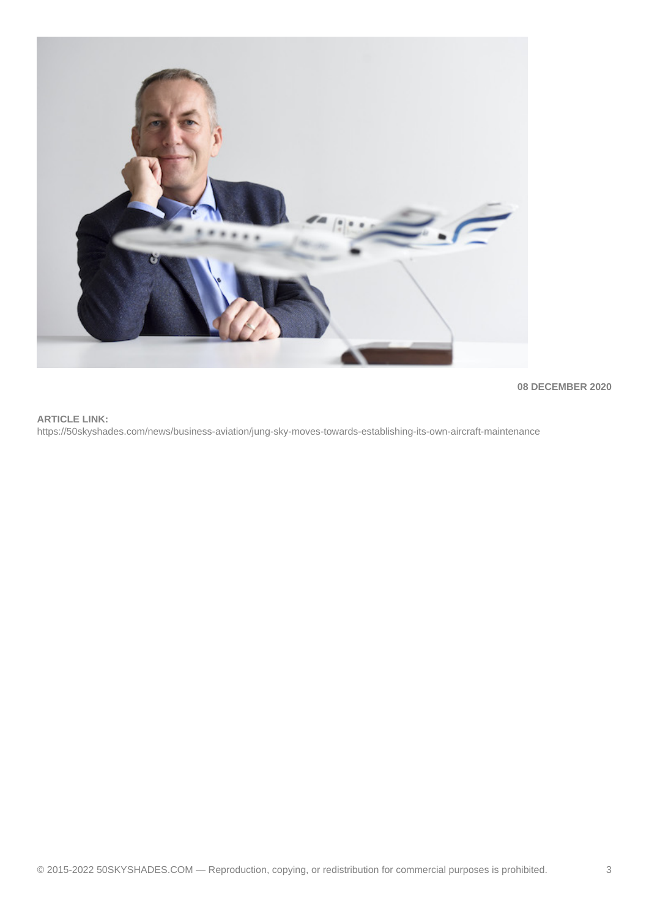08 DECEMBER 2020

**ARTICLE LINK:**
https://50skyshades.com/news/business-aviation/jung-sky-moves-towards-establishing-its-own-aircraft-maintenance